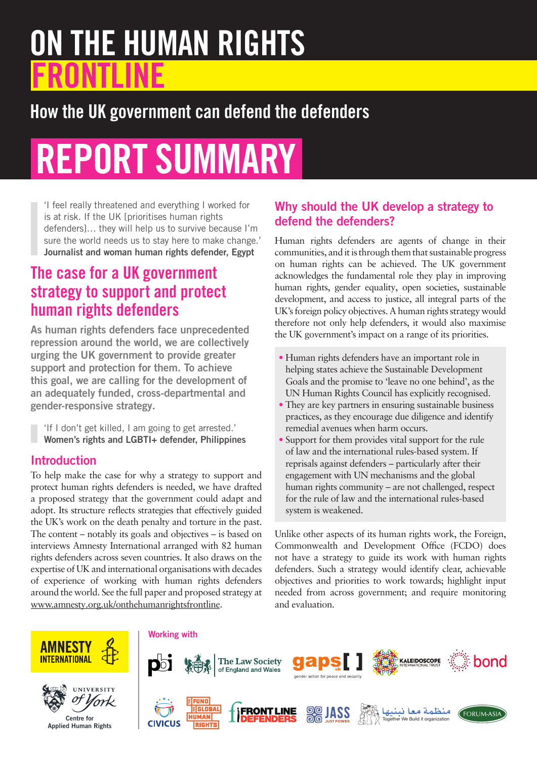# ON THE HUMAN RIGHTS FRONTLINE

## How the UK government can defend the defenders

# REPORT SUMMARY

> 'I feel really threatened and everything I worked for is at risk. If the UK [prioritises human rights defenders]… they will help us to survive because I'm sure the world needs us to stay here to make change.'
> **Journalist and woman human rights defender, Egypt**

## The case for a UK government strategy to support and protect human rights defenders

**As human rights defenders face unprecedented repression around the world, we are collectively urging the UK government to provide greater support and protection for them. To achieve this goal, we are calling for the development of an adequately funded, cross-departmental and gender-responsive strategy.**

> 'If I don't get killed, I am going to get arrested.'
> **Women's rights and LGBTI+ defender, Philippines**

### Introduction

To help make the case for why a strategy to support and protect human rights defenders is needed, we have drafted a proposed strategy that the government could adapt and adopt. Its structure reflects strategies that effectively guided the UK's work on the death penalty and torture in the past. The content – notably its goals and objectives – is based on interviews Amnesty International arranged with 82 human rights defenders across seven countries. It also draws on the expertise of UK and international organisations with decades of experience of working with human rights defenders around the world. See the full paper and proposed strategy at www.amnesty.org.uk/onthehumanrightsfrontline.

## Why should the UK develop a strategy to defend the defenders?

Human rights defenders are agents of change in their communities, and it is through them that sustainable progress on human rights can be achieved. The UK government acknowledges the fundamental role they play in improving human rights, gender equality, open societies, sustainable development, and access to justice, all integral parts of the UK's foreign policy objectives. A human rights strategy would therefore not only help defenders, it would also maximise the UK government's impact on a range of its priorities.

- Human rights defenders have an important role in helping states achieve the Sustainable Development Goals and the promise to 'leave no one behind', as the UN Human Rights Council has explicitly recognised.
- They are key partners in ensuring sustainable business practices, as they encourage due diligence and identify remedial avenues when harm occurs.
- Support for them provides vital support for the rule of law and the international rules-based system. If reprisals against defenders – particularly after their engagement with UN mechanisms and the global human rights community – are not challenged, respect for the rule of law and the international rules-based system is weakened.

Unlike other aspects of its human rights work, the Foreign, Commonwealth and Development Office (FCDO) does not have a strategy to guide its work with human rights defenders. Such a strategy would identify clear, achievable objectives and priorities to work towards; highlight input needed from across government; and require monitoring and evaluation.

Amnesty International

University of York, Centre for Applied Human Rights

Working with

pbi · The Law Society of England and Wales · gaps uk gender action for peace and security · Kaleidoscope International Trust · bond · CIVICUS · Fund for Global Human Rights · Front Line Defenders · JASS Just Power · منظمة معا نبنيها Together We Build it organization · Forum-Asia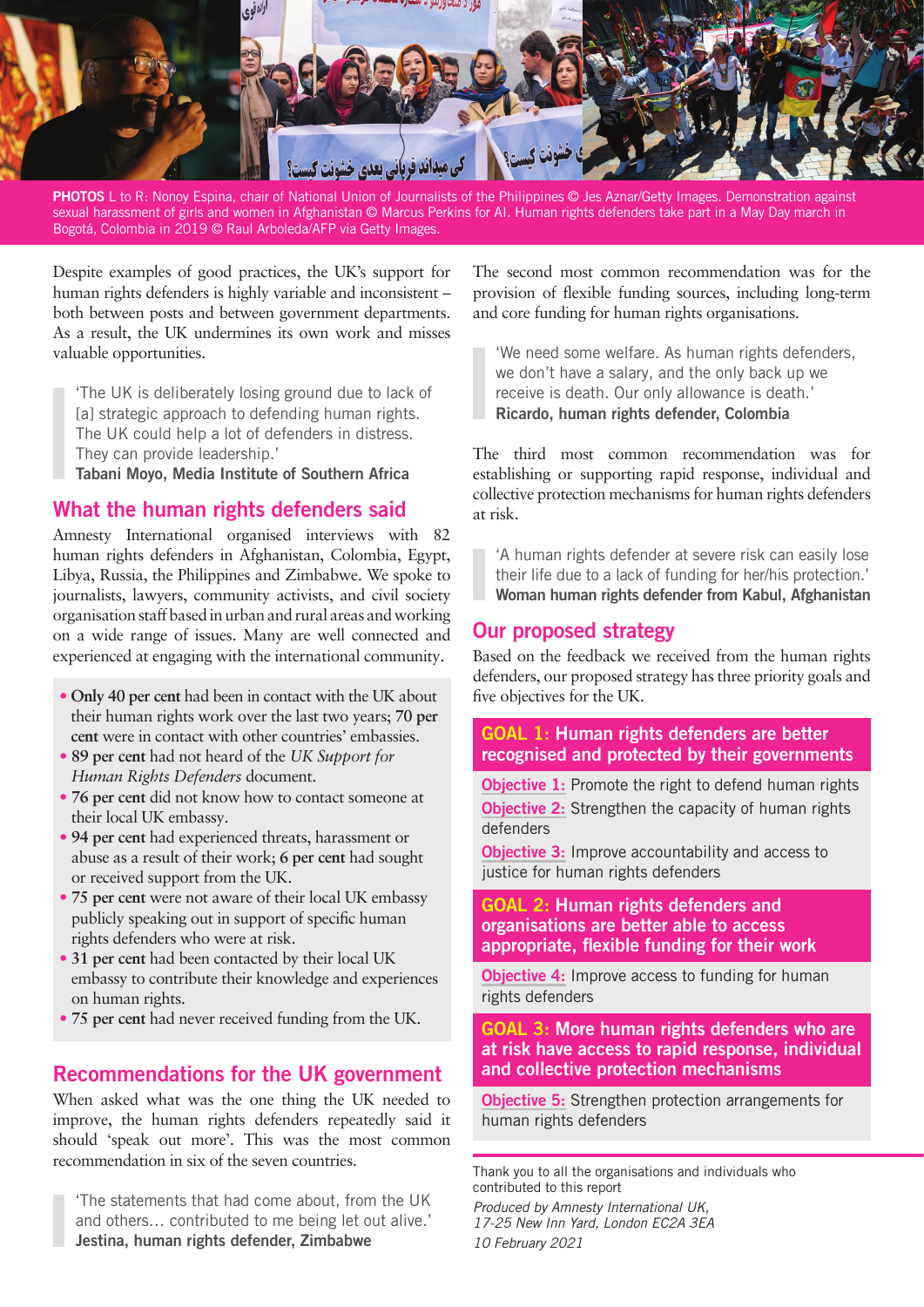**PHOTOS** L to R: Nonoy Espina, chair of National Union of Journalists of the Philippines © Jes Aznar/Getty Images. Demonstration against sexual harassment of girls and women in Afghanistan © Marcus Perkins for AI. Human rights defenders take part in a May Day march in Bogotá, Colombia in 2019 © Raul Arboleda/AFP via Getty Images.

Despite examples of good practices, the UK's support for human rights defenders is highly variable and inconsistent – both between posts and between government departments. As a result, the UK undermines its own work and misses valuable opportunities.

> 'The UK is deliberately losing ground due to lack of [a] strategic approach to defending human rights. The UK could help a lot of defenders in distress. They can provide leadership.'
> **Tabani Moyo, Media Institute of Southern Africa**

## What the human rights defenders said

Amnesty International organised interviews with 82 human rights defenders in Afghanistan, Colombia, Egypt, Libya, Russia, the Philippines and Zimbabwe. We spoke to journalists, lawyers, community activists, and civil society organisation staff based in urban and rural areas and working on a wide range of issues. Many are well connected and experienced at engaging with the international community.

- **Only 40 per cent** had been in contact with the UK about their human rights work over the last two years; **70 per cent** were in contact with other countries' embassies.
- **89 per cent** had not heard of the *UK Support for Human Rights Defenders* document.
- **76 per cent** did not know how to contact someone at their local UK embassy.
- **94 per cent** had experienced threats, harassment or abuse as a result of their work; **6 per cent** had sought or received support from the UK.
- **75 per cent** were not aware of their local UK embassy publicly speaking out in support of specific human rights defenders who were at risk.
- **31 per cent** had been contacted by their local UK embassy to contribute their knowledge and experiences on human rights.
- **75 per cent** had never received funding from the UK.

## Recommendations for the UK government

When asked what was the one thing the UK needed to improve, the human rights defenders repeatedly said it should 'speak out more'. This was the most common recommendation in six of the seven countries.

> 'The statements that had come about, from the UK and others… contributed to me being let out alive.'
> **Jestina, human rights defender, Zimbabwe**

The second most common recommendation was for the provision of flexible funding sources, including long-term and core funding for human rights organisations.

> 'We need some welfare. As human rights defenders, we don't have a salary, and the only back up we receive is death. Our only allowance is death.'
> **Ricardo, human rights defender, Colombia**

The third most common recommendation was for establishing or supporting rapid response, individual and collective protection mechanisms for human rights defenders at risk.

> 'A human rights defender at severe risk can easily lose their life due to a lack of funding for her/his protection.'
> **Woman human rights defender from Kabul, Afghanistan**

## Our proposed strategy

Based on the feedback we received from the human rights defenders, our proposed strategy has three priority goals and five objectives for the UK.

### GOAL 1: Human rights defenders are better recognised and protected by their governments

**Objective 1:** Promote the right to defend human rights

**Objective 2:** Strengthen the capacity of human rights defenders

**Objective 3:** Improve accountability and access to justice for human rights defenders

### GOAL 2: Human rights defenders and organisations are better able to access appropriate, flexible funding for their work

**Objective 4:** Improve access to funding for human rights defenders

### GOAL 3: More human rights defenders who are at risk have access to rapid response, individual and collective protection mechanisms

**Objective 5:** Strengthen protection arrangements for human rights defenders

Thank you to all the organisations and individuals who contributed to this report

*Produced by Amnesty International UK, 17-25 New Inn Yard, London EC2A 3EA*

*10 February 2021*